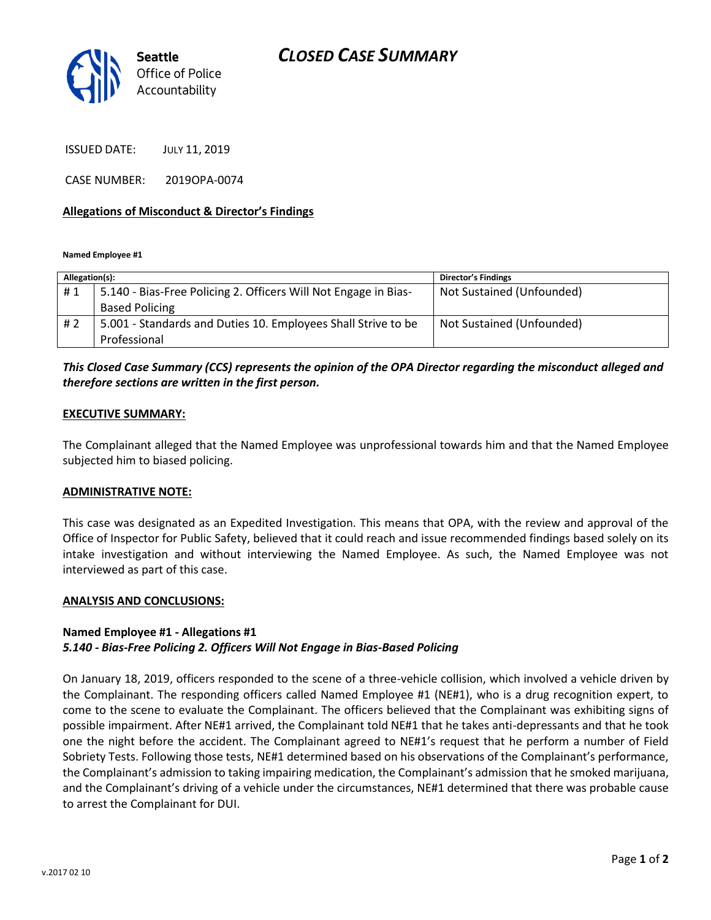**Seattle** Office of Police Accountability

# CLOSED CASE SUMMARY

ISSUED DATE: JULY 11, 2019

CASE NUMBER: 2019OPA-0074

## Allegations of Misconduct & Director's Findings

**Named Employee #1**

| Allegation(s): | | Director's Findings |
|---|---|---|
| # 1 | 5.140 - Bias-Free Policing 2. Officers Will Not Engage in Bias-Based Policing | Not Sustained (Unfounded) |
| # 2 | 5.001 - Standards and Duties 10. Employees Shall Strive to be Professional | Not Sustained (Unfounded) |

***This Closed Case Summary (CCS) represents the opinion of the OPA Director regarding the misconduct alleged and therefore sections are written in the first person.***

## EXECUTIVE SUMMARY:

The Complainant alleged that the Named Employee was unprofessional towards him and that the Named Employee subjected him to biased policing.

## ADMINISTRATIVE NOTE:

This case was designated as an Expedited Investigation. This means that OPA, with the review and approval of the Office of Inspector for Public Safety, believed that it could reach and issue recommended findings based solely on its intake investigation and without interviewing the Named Employee. As such, the Named Employee was not interviewed as part of this case.

## ANALYSIS AND CONCLUSIONS:

### Named Employee #1 - Allegations #1
***5.140 - Bias-Free Policing 2. Officers Will Not Engage in Bias-Based Policing***

On January 18, 2019, officers responded to the scene of a three-vehicle collision, which involved a vehicle driven by the Complainant. The responding officers called Named Employee #1 (NE#1), who is a drug recognition expert, to come to the scene to evaluate the Complainant. The officers believed that the Complainant was exhibiting signs of possible impairment. After NE#1 arrived, the Complainant told NE#1 that he takes anti-depressants and that he took one the night before the accident. The Complainant agreed to NE#1's request that he perform a number of Field Sobriety Tests. Following those tests, NE#1 determined based on his observations of the Complainant's performance, the Complainant's admission to taking impairing medication, the Complainant's admission that he smoked marijuana, and the Complainant's driving of a vehicle under the circumstances, NE#1 determined that there was probable cause to arrest the Complainant for DUI.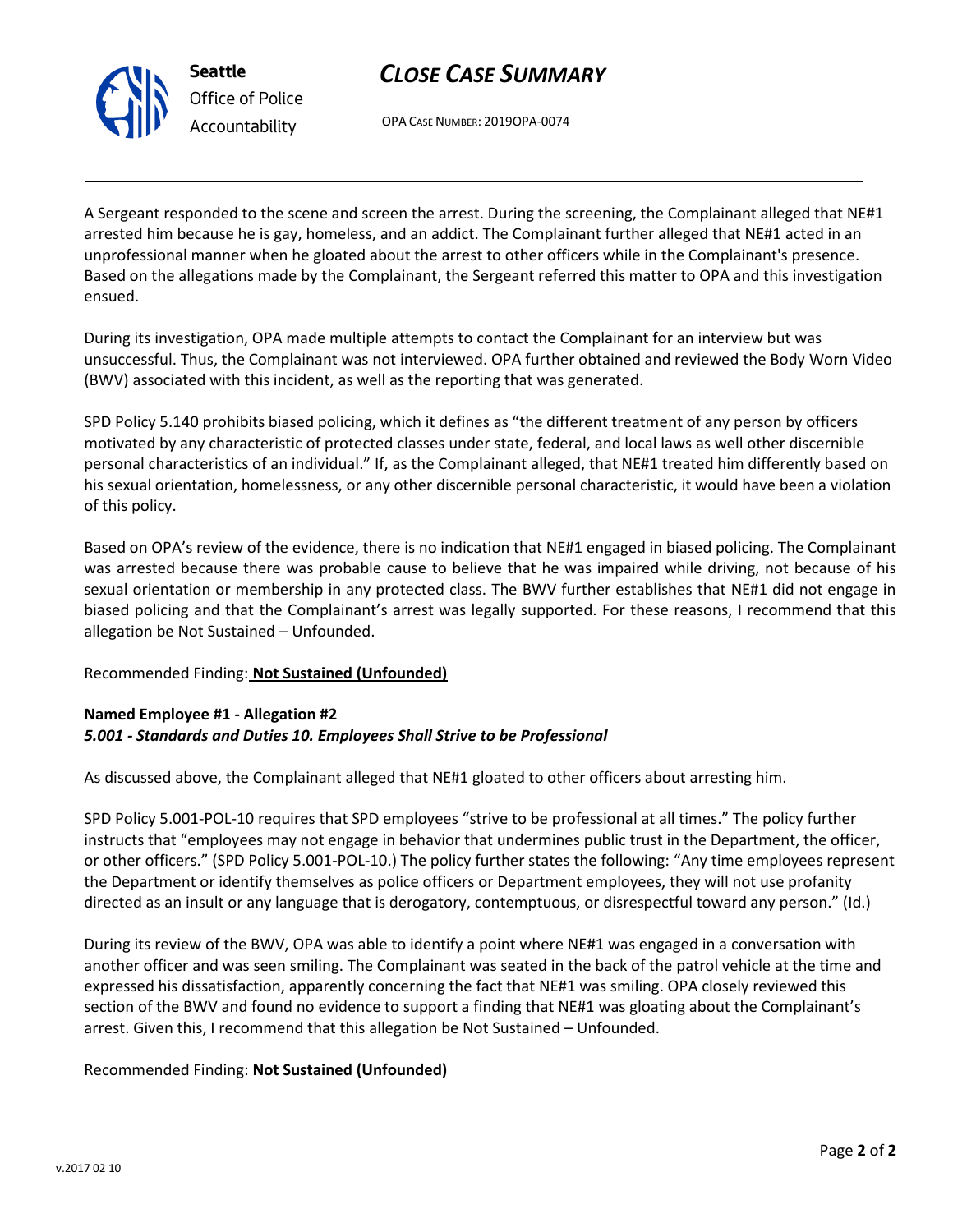A Sergeant responded to the scene and screen the arrest. During the screening, the Complainant alleged that NE#1 arrested him because he is gay, homeless, and an addict. The Complainant further alleged that NE#1 acted in an unprofessional manner when he gloated about the arrest to other officers while in the Complainant's presence. Based on the allegations made by the Complainant, the Sergeant referred this matter to OPA and this investigation ensued.

During its investigation, OPA made multiple attempts to contact the Complainant for an interview but was unsuccessful. Thus, the Complainant was not interviewed. OPA further obtained and reviewed the Body Worn Video (BWV) associated with this incident, as well as the reporting that was generated.

SPD Policy 5.140 prohibits biased policing, which it defines as "the different treatment of any person by officers motivated by any characteristic of protected classes under state, federal, and local laws as well other discernible personal characteristics of an individual." If, as the Complainant alleged, that NE#1 treated him differently based on his sexual orientation, homelessness, or any other discernible personal characteristic, it would have been a violation of this policy.

Based on OPA's review of the evidence, there is no indication that NE#1 engaged in biased policing. The Complainant was arrested because there was probable cause to believe that he was impaired while driving, not because of his sexual orientation or membership in any protected class. The BWV further establishes that NE#1 did not engage in biased policing and that the Complainant's arrest was legally supported. For these reasons, I recommend that this allegation be Not Sustained – Unfounded.

Recommended Finding: **Not Sustained (Unfounded)**

**Named Employee #1 - Allegation #2**
***5.001 - Standards and Duties 10. Employees Shall Strive to be Professional***

As discussed above, the Complainant alleged that NE#1 gloated to other officers about arresting him.

SPD Policy 5.001-POL-10 requires that SPD employees "strive to be professional at all times." The policy further instructs that "employees may not engage in behavior that undermines public trust in the Department, the officer, or other officers." (SPD Policy 5.001-POL-10.) The policy further states the following: "Any time employees represent the Department or identify themselves as police officers or Department employees, they will not use profanity directed as an insult or any language that is derogatory, contemptuous, or disrespectful toward any person." (Id.)

During its review of the BWV, OPA was able to identify a point where NE#1 was engaged in a conversation with another officer and was seen smiling. The Complainant was seated in the back of the patrol vehicle at the time and expressed his dissatisfaction, apparently concerning the fact that NE#1 was smiling. OPA closely reviewed this section of the BWV and found no evidence to support a finding that NE#1 was gloating about the Complainant's arrest. Given this, I recommend that this allegation be Not Sustained – Unfounded.

Recommended Finding: **Not Sustained (Unfounded)**